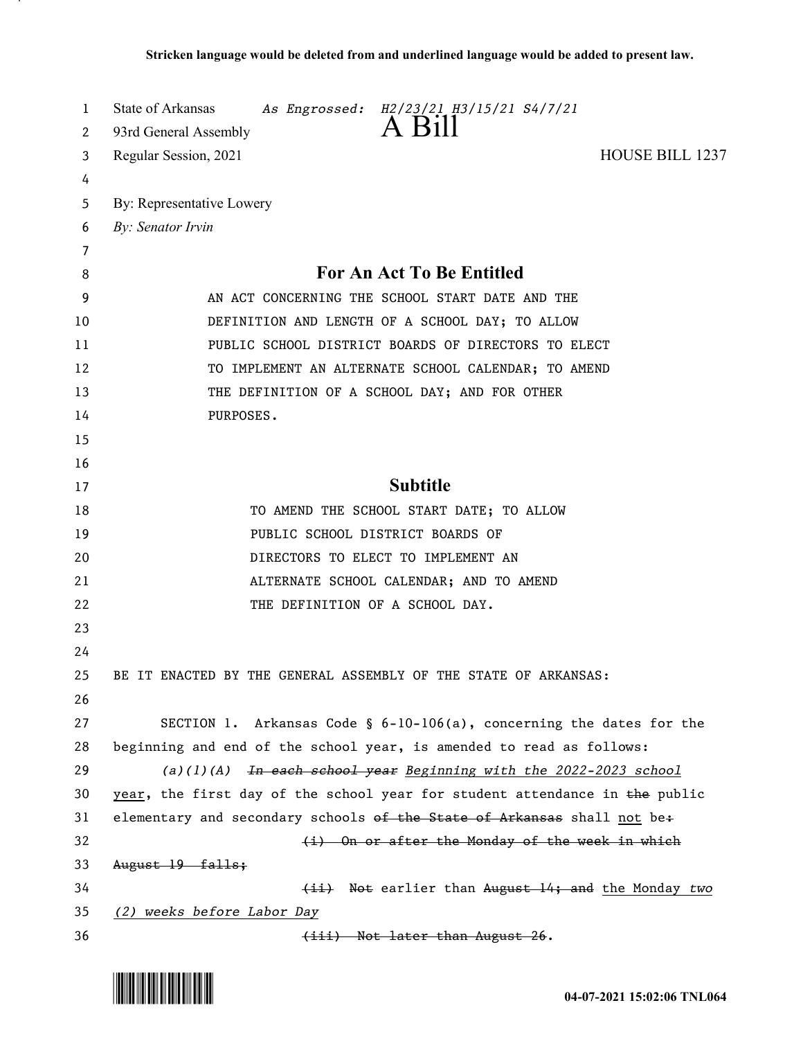**Stricken language would be deleted from and underlined language would be added to present law.**

State of Arkansas *As Engrossed: H2/23/21 H3/15/21 S4/7/21*

93rd General Assembly

# A Bill

Regular Session, 2021 HOUSE BILL 1237

By: Representative Lowery

*By: Senator Irvin*

## For An Act To Be Entitled

AN ACT CONCERNING THE SCHOOL START DATE AND THE DEFINITION AND LENGTH OF A SCHOOL DAY; TO ALLOW PUBLIC SCHOOL DISTRICT BOARDS OF DIRECTORS TO ELECT TO IMPLEMENT AN ALTERNATE SCHOOL CALENDAR; TO AMEND THE DEFINITION OF A SCHOOL DAY; AND FOR OTHER PURPOSES.

## Subtitle

TO AMEND THE SCHOOL START DATE; TO ALLOW PUBLIC SCHOOL DISTRICT BOARDS OF DIRECTORS TO ELECT TO IMPLEMENT AN ALTERNATE SCHOOL CALENDAR; AND TO AMEND THE DEFINITION OF A SCHOOL DAY.

BE IT ENACTED BY THE GENERAL ASSEMBLY OF THE STATE OF ARKANSAS:

SECTION 1. Arkansas Code § 6-10-106(a), concerning the dates for the beginning and end of the school year, is amended to read as follows:

*(a)(1)(A)* ~~*In each school year*~~ *<u>Beginning with the 2022-2023 school</u>* <u>year</u>, the first day of the school year for student attendance in ~~the~~ public elementary and secondary schools ~~of the State of Arkansas~~ shall <u>not</u> be~~:~~

~~(i) On or after the Monday of the week in which August 19 falls;~~

~~(ii)~~ ~~Not~~ earlier than ~~August 14; and~~ <u>the Monday</u> *<u>two (2) weeks before Labor Day</u>*

~~(iii) Not later than August 26~~.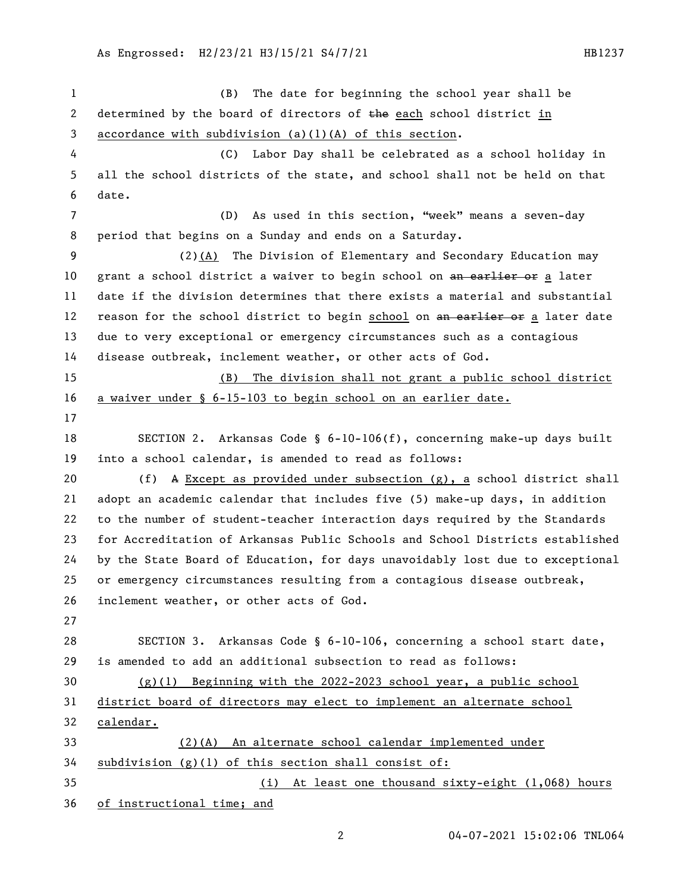(B) The date for beginning the school year shall be determined by the board of directors of ~~the~~ each school district in accordance with subdivision (a)(1)(A) of this section.

(C) Labor Day shall be celebrated as a school holiday in all the school districts of the state, and school shall not be held on that date.

(D) As used in this section, "week" means a seven-day period that begins on a Sunday and ends on a Saturday.

(2)(A) The Division of Elementary and Secondary Education may grant a school district a waiver to begin school on ~~an earlier or~~ a later date if the division determines that there exists a material and substantial reason for the school district to begin school on ~~an earlier or~~ a later date due to very exceptional or emergency circumstances such as a contagious disease outbreak, inclement weather, or other acts of God.

(B) The division shall not grant a public school district a waiver under § 6-15-103 to begin school on an earlier date.

SECTION 2. Arkansas Code § 6-10-106(f), concerning make-up days built into a school calendar, is amended to read as follows:

(f) ~~A~~ Except as provided under subsection (g), a school district shall adopt an academic calendar that includes five (5) make-up days, in addition to the number of student-teacher interaction days required by the Standards for Accreditation of Arkansas Public Schools and School Districts established by the State Board of Education, for days unavoidably lost due to exceptional or emergency circumstances resulting from a contagious disease outbreak, inclement weather, or other acts of God.

SECTION 3. Arkansas Code § 6-10-106, concerning a school start date, is amended to add an additional subsection to read as follows:

(g)(1) Beginning with the 2022-2023 school year, a public school district board of directors may elect to implement an alternate school calendar.

(2)(A) An alternate school calendar implemented under subdivision (g)(1) of this section shall consist of:

(i) At least one thousand sixty-eight (1,068) hours of instructional time; and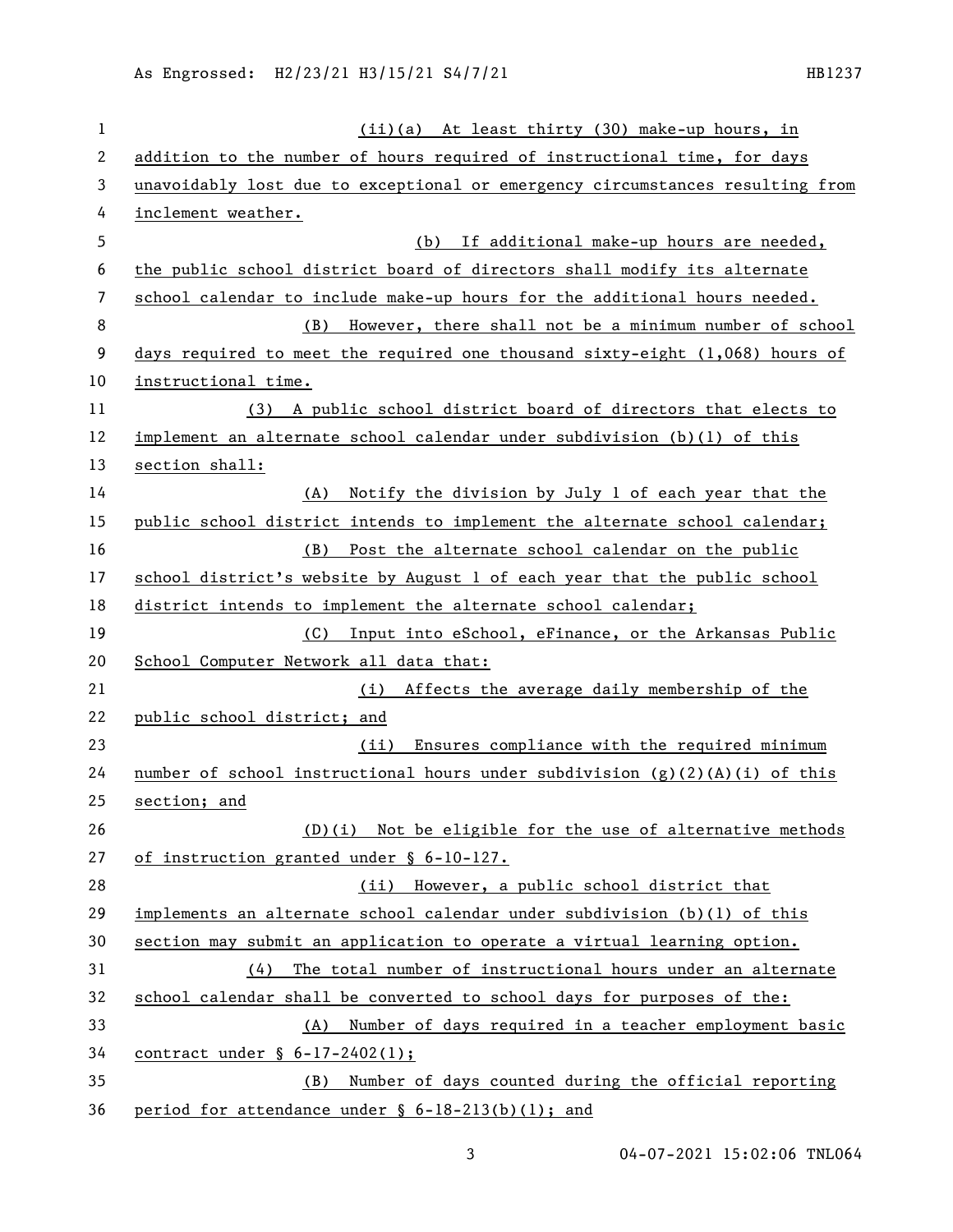(ii)(a) At least thirty (30) make-up hours, in addition to the number of hours required of instructional time, for days unavoidably lost due to exceptional or emergency circumstances resulting from inclement weather.

(b) If additional make-up hours are needed, the public school district board of directors shall modify its alternate school calendar to include make-up hours for the additional hours needed.

(B) However, there shall not be a minimum number of school days required to meet the required one thousand sixty-eight (1,068) hours of instructional time.

(3) A public school district board of directors that elects to implement an alternate school calendar under subdivision (b)(1) of this section shall:

(A) Notify the division by July 1 of each year that the public school district intends to implement the alternate school calendar;

(B) Post the alternate school calendar on the public school district's website by August 1 of each year that the public school district intends to implement the alternate school calendar;

(C) Input into eSchool, eFinance, or the Arkansas Public School Computer Network all data that:

(i) Affects the average daily membership of the public school district; and

(ii) Ensures compliance with the required minimum number of school instructional hours under subdivision (g)(2)(A)(i) of this section; and

(D)(i) Not be eligible for the use of alternative methods of instruction granted under § 6-10-127.

(ii) However, a public school district that implements an alternate school calendar under subdivision (b)(1) of this section may submit an application to operate a virtual learning option.

(4) The total number of instructional hours under an alternate school calendar shall be converted to school days for purposes of the:

(A) Number of days required in a teacher employment basic contract under § 6-17-2402(1);

(B) Number of days counted during the official reporting period for attendance under § 6-18-213(b)(1); and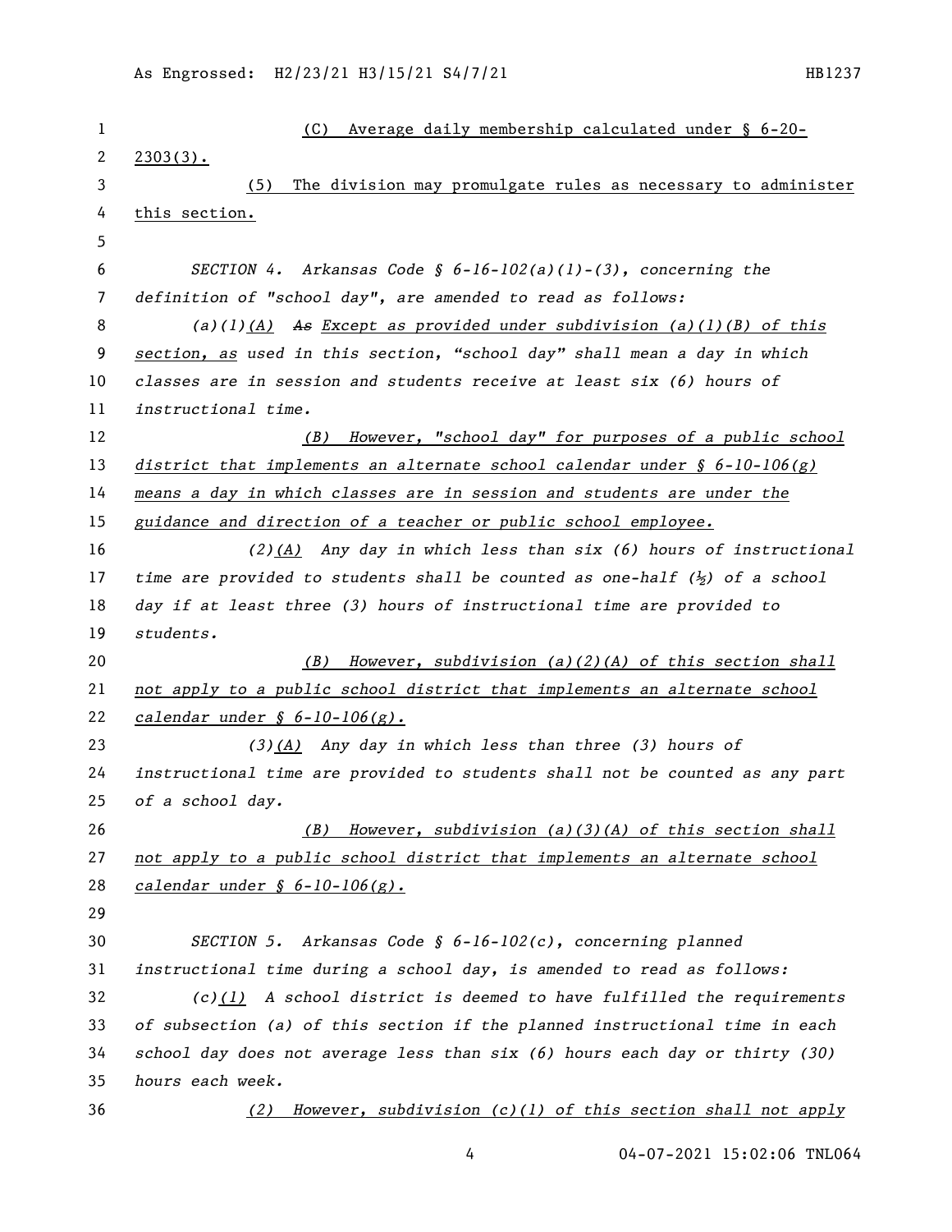(C) Average daily membership calculated under § 6-20-2303(3).

(5) The division may promulgate rules as necessary to administer this section.

*SECTION 4. Arkansas Code § 6-16-102(a)(1)-(3), concerning the definition of "school day", are amended to read as follows:*

*(a)(1)(A) ~~As~~ Except as provided under subdivision (a)(1)(B) of this section, as used in this section, "school day" shall mean a day in which classes are in session and students receive at least six (6) hours of instructional time.*

*(B) However, "school day" for purposes of a public school district that implements an alternate school calendar under § 6-10-106(g) means a day in which classes are in session and students are under the guidance and direction of a teacher or public school employee.*

*(2)(A) Any day in which less than six (6) hours of instructional time are provided to students shall be counted as one-half (½) of a school day if at least three (3) hours of instructional time are provided to students.*

*(B) However, subdivision (a)(2)(A) of this section shall not apply to a public school district that implements an alternate school calendar under § 6-10-106(g).*

*(3)(A) Any day in which less than three (3) hours of instructional time are provided to students shall not be counted as any part of a school day.*

*(B) However, subdivision (a)(3)(A) of this section shall not apply to a public school district that implements an alternate school calendar under § 6-10-106(g).*

*SECTION 5. Arkansas Code § 6-16-102(c), concerning planned instructional time during a school day, is amended to read as follows:*

*(c)(1) A school district is deemed to have fulfilled the requirements of subsection (a) of this section if the planned instructional time in each school day does not average less than six (6) hours each day or thirty (30) hours each week.*

*(2) However, subdivision (c)(1) of this section shall not apply*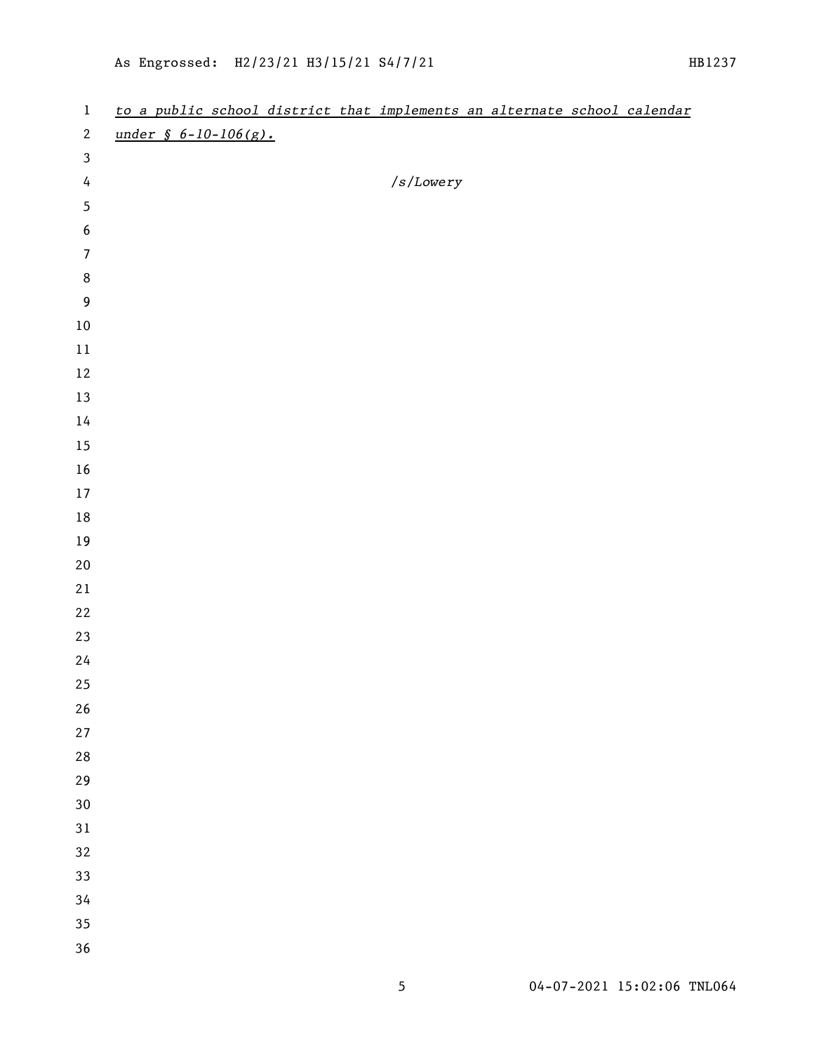*to a public school district that implements an alternate school calendar under § 6-10-106(g).*

*/s/Lowery*